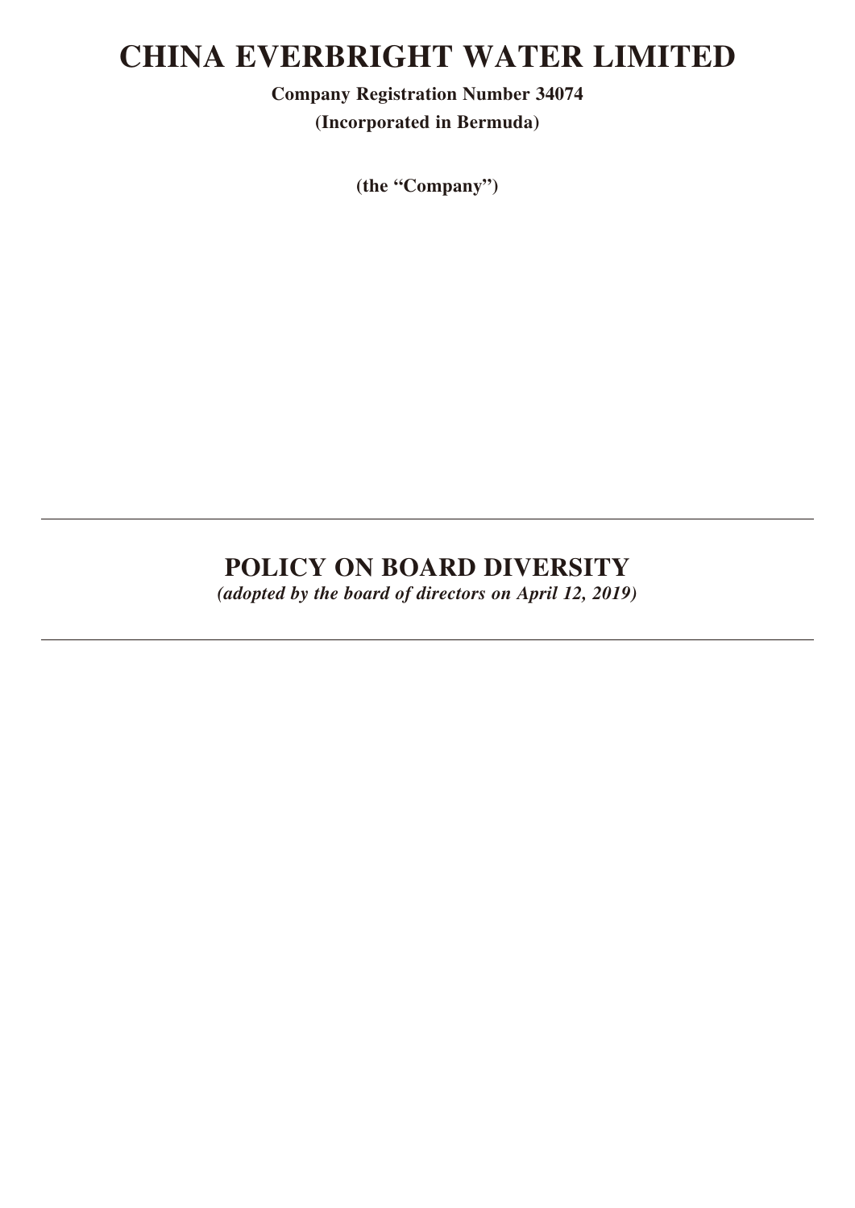# CHINA EVERBRIGHT WATER LIMITED

**Company Registration Number 34074**

**(Incorporated in Bermuda)**

**(the "Company")**

---

## POLICY ON BOARD DIVERSITY

***(adopted by the board of directors on April 12, 2019)***

---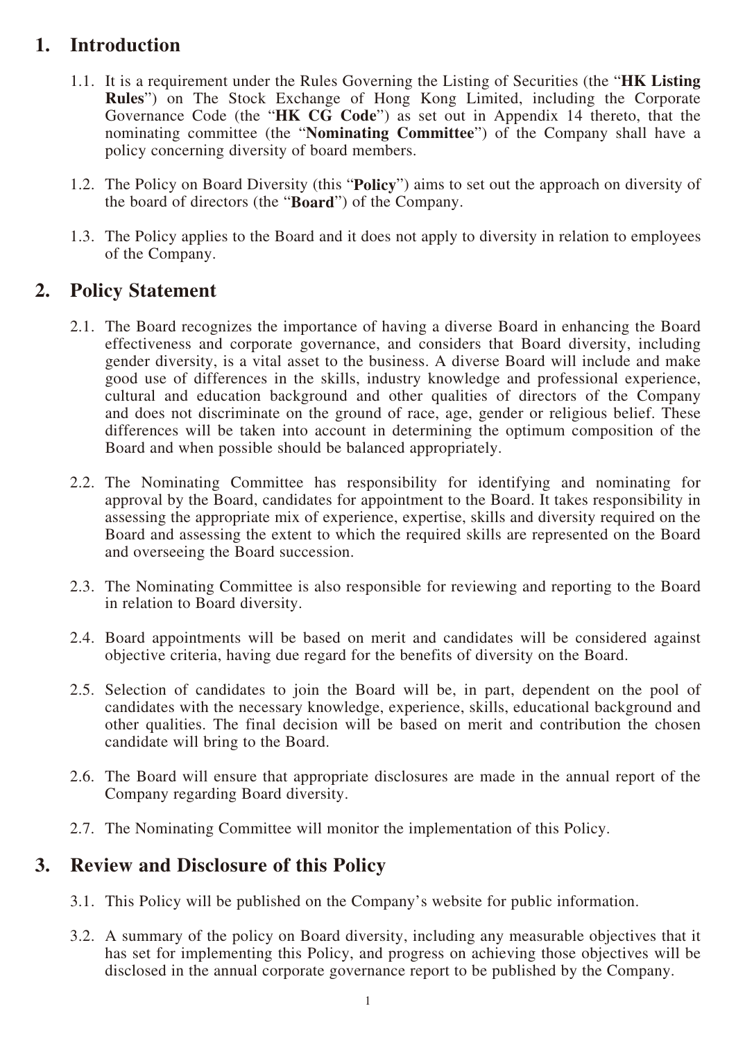## 1. Introduction

1.1. It is a requirement under the Rules Governing the Listing of Securities (the "**HK Listing Rules**") on The Stock Exchange of Hong Kong Limited, including the Corporate Governance Code (the "**HK CG Code**") as set out in Appendix 14 thereto, that the nominating committee (the "**Nominating Committee**") of the Company shall have a policy concerning diversity of board members.

1.2. The Policy on Board Diversity (this "**Policy**") aims to set out the approach on diversity of the board of directors (the "**Board**") of the Company.

1.3. The Policy applies to the Board and it does not apply to diversity in relation to employees of the Company.

## 2. Policy Statement

2.1. The Board recognizes the importance of having a diverse Board in enhancing the Board effectiveness and corporate governance, and considers that Board diversity, including gender diversity, is a vital asset to the business. A diverse Board will include and make good use of differences in the skills, industry knowledge and professional experience, cultural and education background and other qualities of directors of the Company and does not discriminate on the ground of race, age, gender or religious belief. These differences will be taken into account in determining the optimum composition of the Board and when possible should be balanced appropriately.

2.2. The Nominating Committee has responsibility for identifying and nominating for approval by the Board, candidates for appointment to the Board. It takes responsibility in assessing the appropriate mix of experience, expertise, skills and diversity required on the Board and assessing the extent to which the required skills are represented on the Board and overseeing the Board succession.

2.3. The Nominating Committee is also responsible for reviewing and reporting to the Board in relation to Board diversity.

2.4. Board appointments will be based on merit and candidates will be considered against objective criteria, having due regard for the benefits of diversity on the Board.

2.5. Selection of candidates to join the Board will be, in part, dependent on the pool of candidates with the necessary knowledge, experience, skills, educational background and other qualities. The final decision will be based on merit and contribution the chosen candidate will bring to the Board.

2.6. The Board will ensure that appropriate disclosures are made in the annual report of the Company regarding Board diversity.

2.7. The Nominating Committee will monitor the implementation of this Policy.

## 3. Review and Disclosure of this Policy

3.1. This Policy will be published on the Company's website for public information.

3.2. A summary of the policy on Board diversity, including any measurable objectives that it has set for implementing this Policy, and progress on achieving those objectives will be disclosed in the annual corporate governance report to be published by the Company.